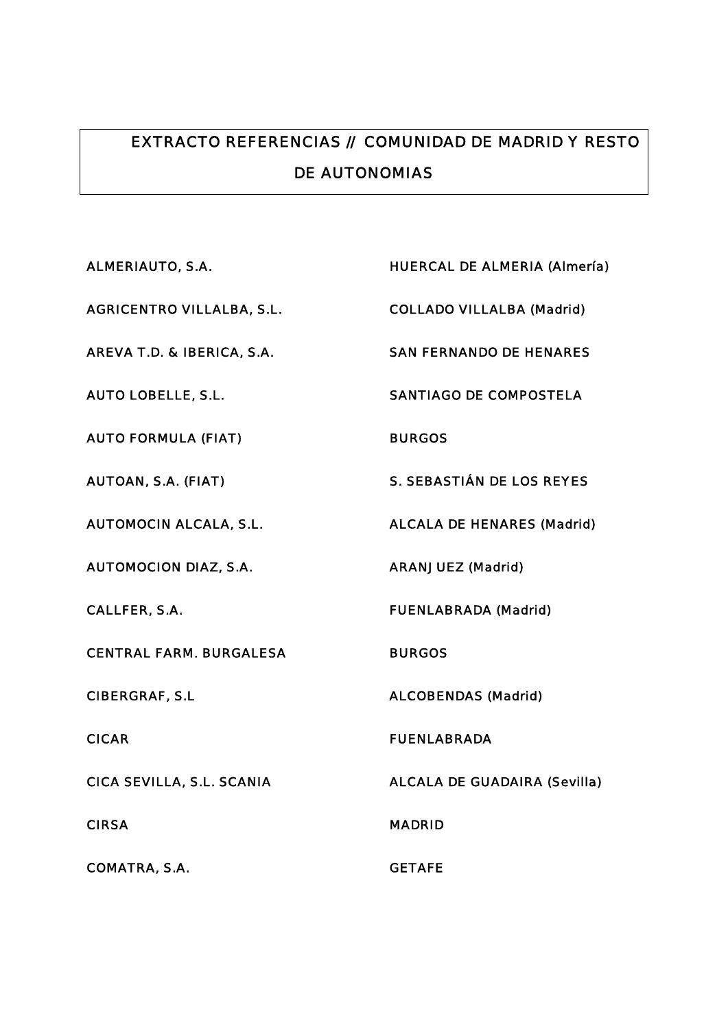# EXTRACTO REFERENCIAS // COMUNIDAD DE MADRID Y RESTO DE AUTONOMIAS

| | |
|---|---|
| ALMERIAUTO, S.A. | HUERCAL DE ALMERIA (Almería) |
| AGRICENTRO VILLALBA, S.L. | COLLADO VILLALBA (Madrid) |
| AREVA T.D. & IBERICA, S.A. | SAN FERNANDO DE HENARES |
| AUTO LOBELLE, S.L. | SANTIAGO DE COMPOSTELA |
| AUTO FORMULA (FIAT) | BURGOS |
| AUTOAN, S.A. (FIAT) | S. SEBASTIÁN DE LOS REYES |
| AUTOMOCIN ALCALA, S.L. | ALCALA DE HENARES (Madrid) |
| AUTOMOCION DIAZ, S.A. | ARANJUEZ (Madrid) |
| CALLFER, S.A. | FUENLABRADA (Madrid) |
| CENTRAL FARM. BURGALESA | BURGOS |
| CIBERGRAF, S.L | ALCOBENDAS (Madrid) |
| CICAR | FUENLABRADA |
| CICA SEVILLA, S.L. SCANIA | ALCALA DE GUADAIRA (Sevilla) |
| CIRSA | MADRID |
| COMATRA, S.A. | GETAFE |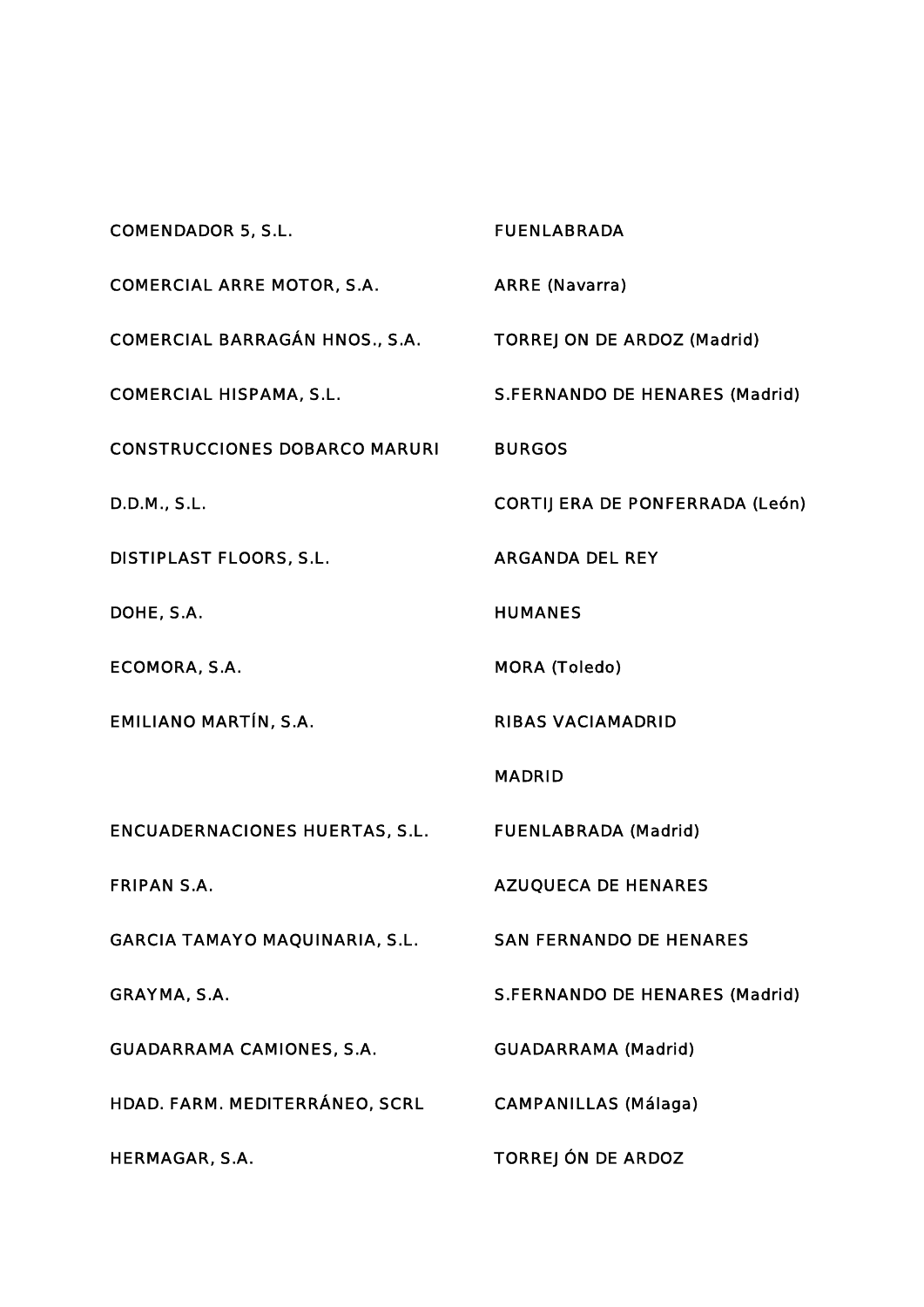| | |
|---|---|
| COMENDADOR 5, S.L. | FUENLABRADA |
| COMERCIAL ARRE MOTOR, S.A. | ARRE (Navarra) |
| COMERCIAL BARRAGÁN HNOS., S.A. | TORREJ ON DE ARDOZ (Madrid) |
| COMERCIAL HISPAMA, S.L. | S.FERNANDO DE HENARES (Madrid) |
| CONSTRUCCIONES DOBARCO MARURI | BURGOS |
| D.D.M., S.L. | CORTIJ ERA DE PONFERRADA (León) |
| DISTIPLAST FLOORS, S.L. | ARGANDA DEL REY |
| DOHE, S.A. | HUMANES |
| ECOMORA, S.A. | MORA (Toledo) |
| EMILIANO MARTÍN, S.A. | RIBAS VACIAMADRID |
| | MADRID |
| ENCUADERNACIONES HUERTAS, S.L. | FUENLABRADA (Madrid) |
| FRIPAN S.A. | AZUQUECA DE HENARES |
| GARCIA TAMAYO MAQUINARIA, S.L. | SAN FERNANDO DE HENARES |
| GRAYMA, S.A. | S.FERNANDO DE HENARES (Madrid) |
| GUADARRAMA CAMIONES, S.A. | GUADARRAMA (Madrid) |
| HDAD. FARM. MEDITERRÁNEO, SCRL | CAMPANILLAS (Málaga) |
| HERMAGAR, S.A. | TORREJ ÓN DE ARDOZ |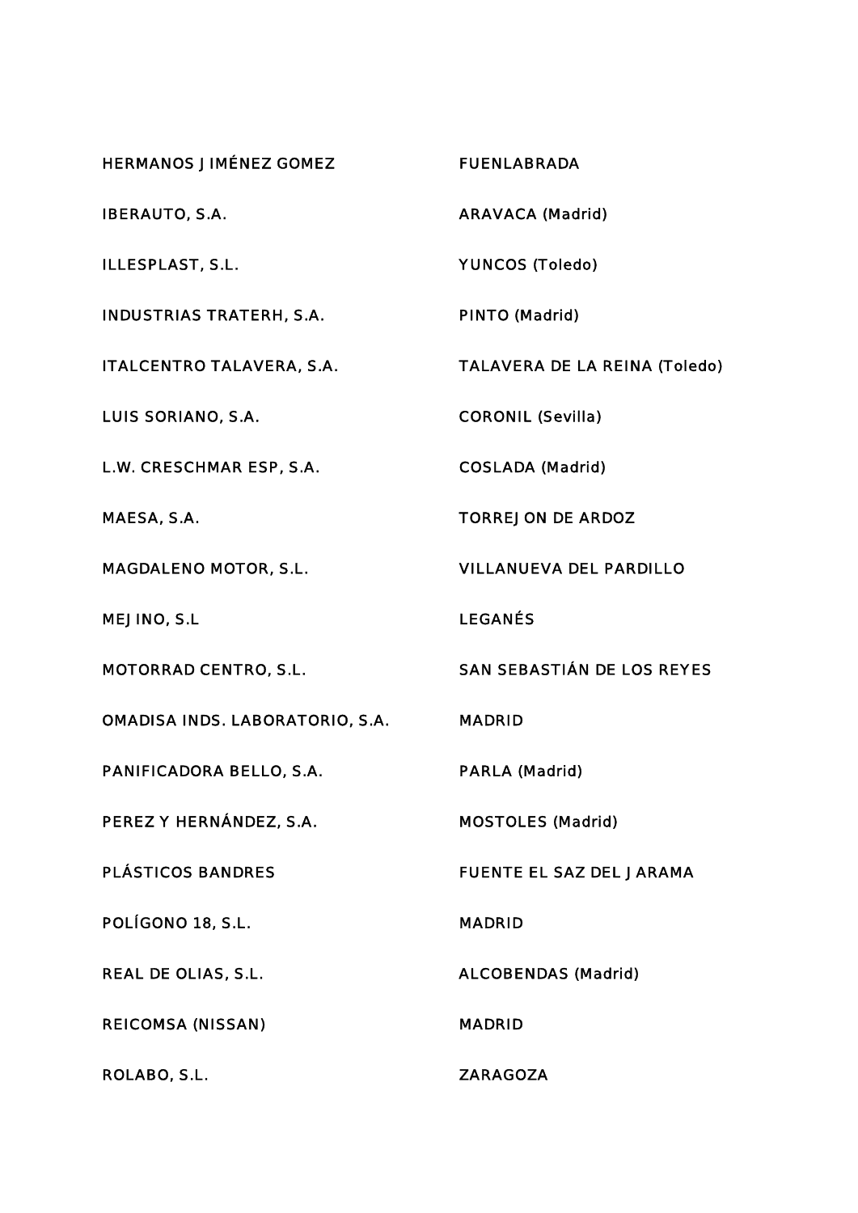| | |
|---|---|
| HERMANOS JIMÉNEZ GOMEZ | FUENLABRADA |
| IBERAUTO, S.A. | ARAVACA (Madrid) |
| ILLESPLAST, S.L. | YUNCOS (Toledo) |
| INDUSTRIAS TRATERH, S.A. | PINTO (Madrid) |
| ITALCENTRO TALAVERA, S.A. | TALAVERA DE LA REINA (Toledo) |
| LUIS SORIANO, S.A. | CORONIL (Sevilla) |
| L.W. CRESCHMAR ESP, S.A. | COSLADA (Madrid) |
| MAESA, S.A. | TORREJON DE ARDOZ |
| MAGDALENO MOTOR, S.L. | VILLANUEVA DEL PARDILLO |
| MEJINO, S.L | LEGANÉS |
| MOTORRAD CENTRO, S.L. | SAN SEBASTIÁN DE LOS REYES |
| OMADISA INDS. LABORATORIO, S.A. | MADRID |
| PANIFICADORA BELLO, S.A. | PARLA (Madrid) |
| PEREZ Y HERNÁNDEZ, S.A. | MOSTOLES (Madrid) |
| PLÁSTICOS BANDRES | FUENTE EL SAZ DEL JARAMA |
| POLÍGONO 18, S.L. | MADRID |
| REAL DE OLIAS, S.L. | ALCOBENDAS (Madrid) |
| REICOMSA (NISSAN) | MADRID |
| ROLABO, S.L. | ZARAGOZA |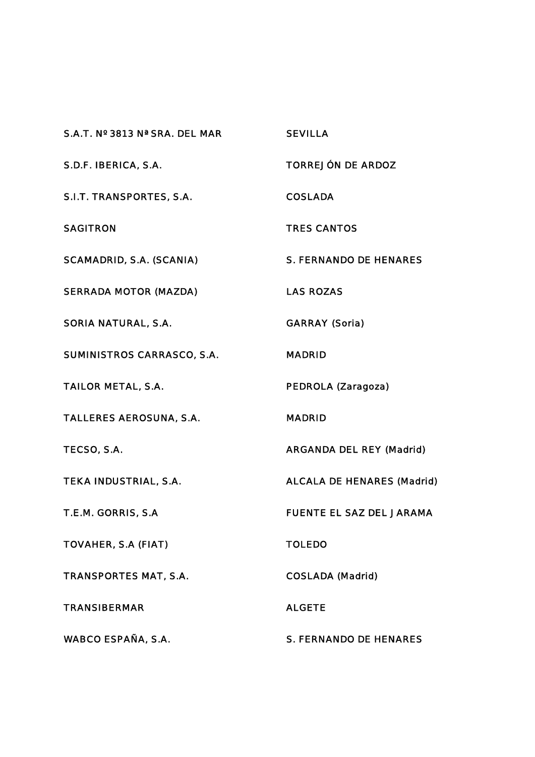| | |
|---|---|
| S.A.T. Nº 3813 Nª SRA. DEL MAR | SEVILLA |
| S.D.F. IBERICA, S.A. | TORREJÓN DE ARDOZ |
| S.I.T. TRANSPORTES, S.A. | COSLADA |
| SAGITRON | TRES CANTOS |
| SCAMADRID, S.A. (SCANIA) | S. FERNANDO DE HENARES |
| SERRADA MOTOR (MAZDA) | LAS ROZAS |
| SORIA NATURAL, S.A. | GARRAY (Soria) |
| SUMINISTROS CARRASCO, S.A. | MADRID |
| TAILOR METAL, S.A. | PEDROLA (Zaragoza) |
| TALLERES AEROSUNA, S.A. | MADRID |
| TECSO, S.A. | ARGANDA DEL REY (Madrid) |
| TEKA INDUSTRIAL, S.A. | ALCALA DE HENARES (Madrid) |
| T.E.M. GORRIS, S.A | FUENTE EL SAZ DEL JARAMA |
| TOVAHER, S.A (FIAT) | TOLEDO |
| TRANSPORTES MAT, S.A. | COSLADA (Madrid) |
| TRANSIBERMAR | ALGETE |
| WABCO ESPAÑA, S.A. | S. FERNANDO DE HENARES |